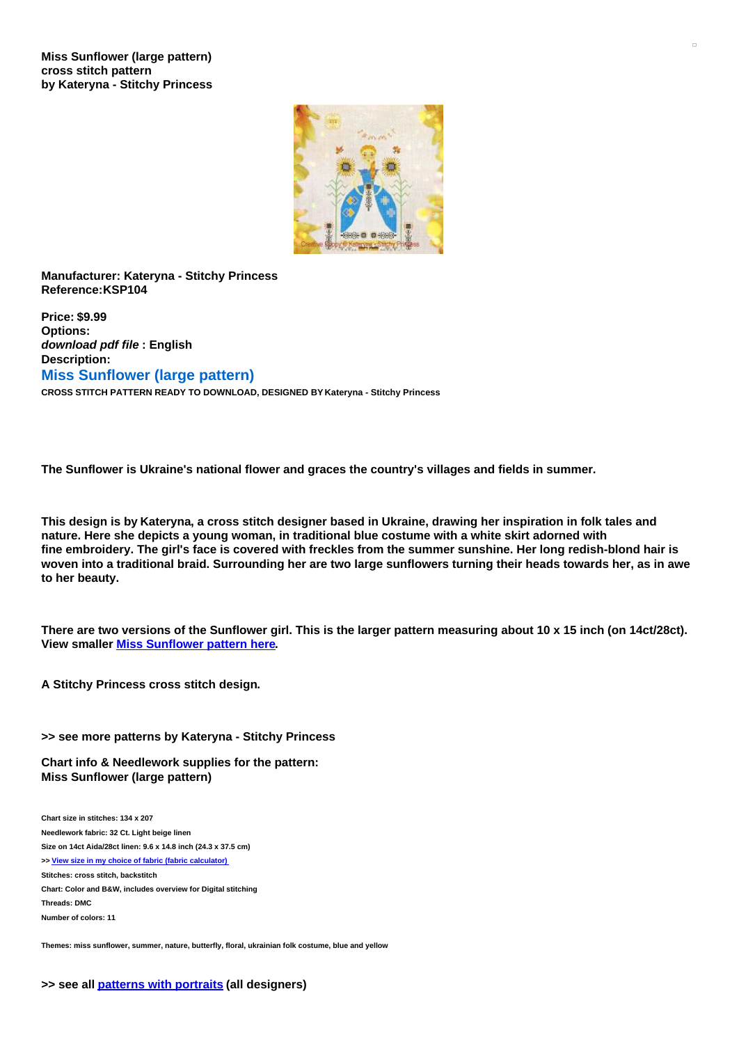**Miss Sunflower (large pattern)**
**cross stitch pattern**
**by Kateryna - Stitchy Princess**

**Manufacturer: Kateryna - Stitchy Princess**
**Reference:KSP104**

**Price: $9.99**
**Options:**
***download pdf file* : English**
**Description:**

## Miss Sunflower (large pattern)

**CROSS STITCH PATTERN READY TO DOWNLOAD, DESIGNED BY Kateryna - Stitchy Princess**

**The Sunflower is Ukraine's national flower and graces the country's villages and fields in summer.**

**This design is by Kateryna, a cross stitch designer based in Ukraine, drawing her inspiration in folk tales and nature. Here she depicts a young woman, in traditional blue costume with a white skirt adorned with fine embroidery. The girl's face is covered with freckles from the summer sunshine. Her long redish-blond hair is woven into a traditional braid. Surrounding her are two large sunflowers turning their heads towards her, as in awe to her beauty.**

**There are two versions of the Sunflower girl. This is the larger pattern measuring about 10 x 15 inch (on 14ct/28ct). View smaller [Miss Sunflower pattern here](#).**

**A Stitchy Princess cross stitch design.**

**>> see more patterns by Kateryna - Stitchy Princess**

**Chart info & Needlework supplies for the pattern:**
**Miss Sunflower (large pattern)**

**Chart size in stitches: 134 x 207**
**Needlework fabric: 32 Ct. Light beige linen**
**Size on 14ct Aida/28ct linen: 9.6 x 14.8 inch (24.3 x 37.5 cm)**
**>> [View size in my choice of fabric (fabric calculator)](#)**
**Stitches: cross stitch, backstitch**
**Chart: Color and B&W, includes overview for Digital stitching**
**Threads: DMC**
**Number of colors: 11**

**Themes: miss sunflower, summer, nature, butterfly, floral, ukrainian folk costume, blue and yellow**

**>> see all [patterns with portraits](#) (all designers)**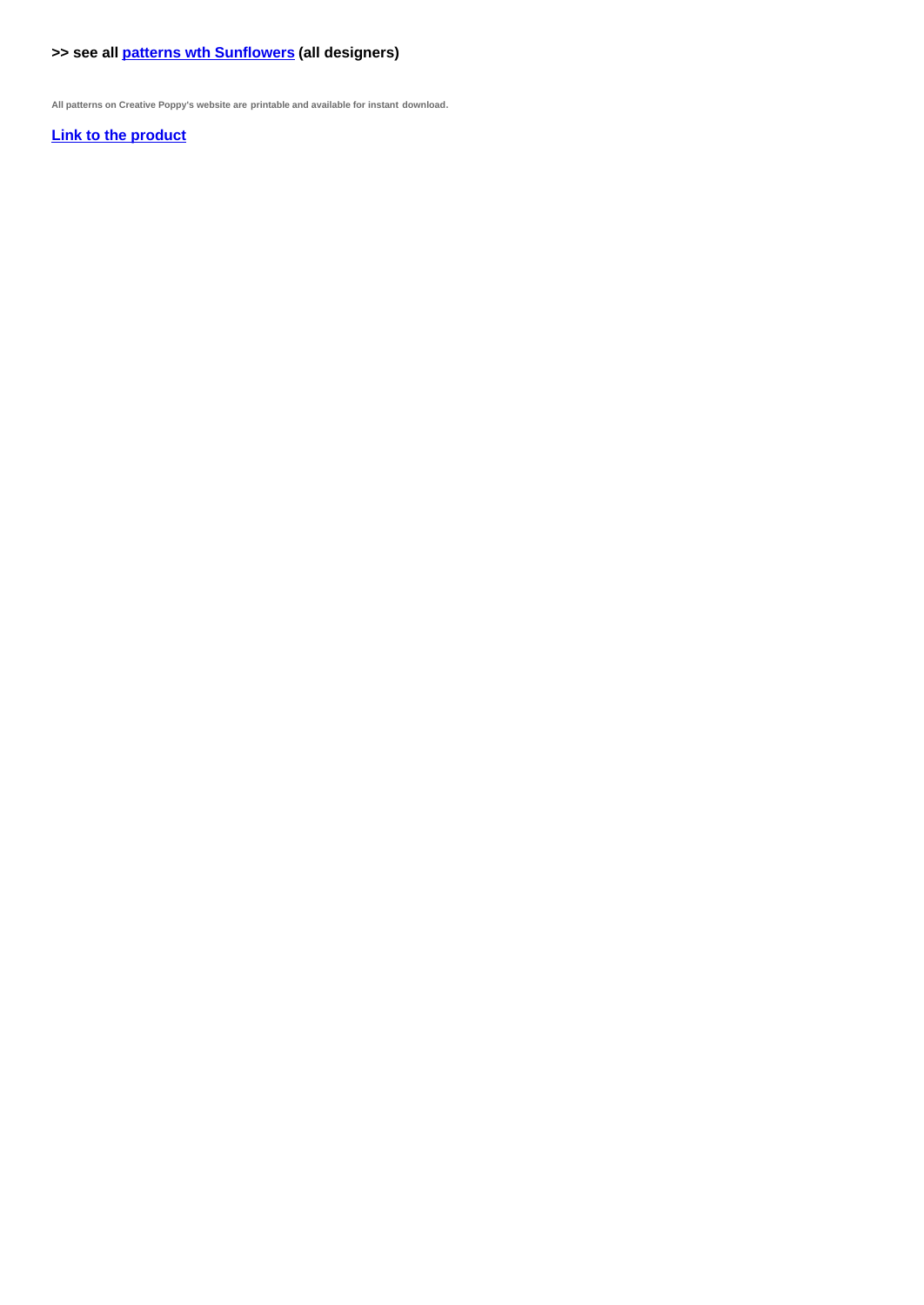**>> see all patterns wth Sunflowers (all designers)**

All patterns on Creative Poppy's website are printable and available for instant download.

**Link to the product**